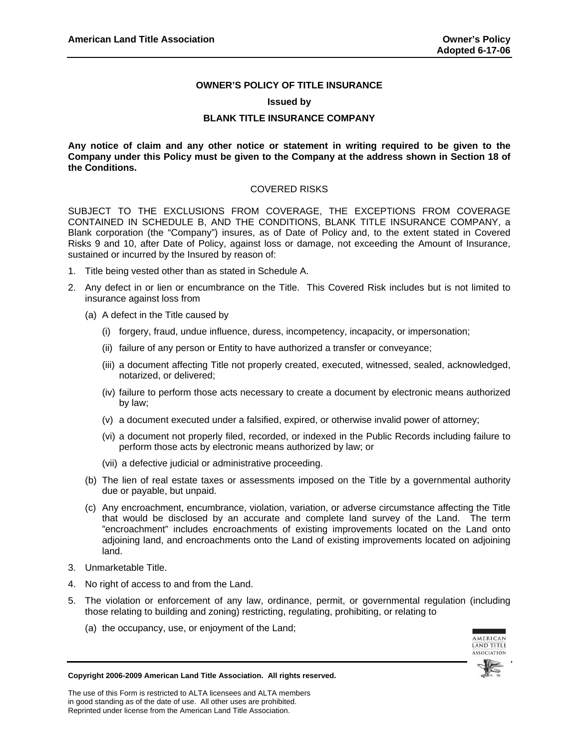# OWNER'S POLICY OF TITLE INSURANCE

**Issued by**

**BLANK TITLE INSURANCE COMPANY**

**Any notice of claim and any other notice or statement in writing required to be given to the Company under this Policy must be given to the Company at the address shown in Section 18 of the Conditions.**

## COVERED RISKS

SUBJECT TO THE EXCLUSIONS FROM COVERAGE, THE EXCEPTIONS FROM COVERAGE CONTAINED IN SCHEDULE B, AND THE CONDITIONS, BLANK TITLE INSURANCE COMPANY, a Blank corporation (the "Company") insures, as of Date of Policy and, to the extent stated in Covered Risks 9 and 10, after Date of Policy, against loss or damage, not exceeding the Amount of Insurance, sustained or incurred by the Insured by reason of:

1. Title being vested other than as stated in Schedule A.
2. Any defect in or lien or encumbrance on the Title. This Covered Risk includes but is not limited to insurance against loss from
   (a) A defect in the Title caused by
      (i) forgery, fraud, undue influence, duress, incompetency, incapacity, or impersonation;
      (ii) failure of any person or Entity to have authorized a transfer or conveyance;
      (iii) a document affecting Title not properly created, executed, witnessed, sealed, acknowledged, notarized, or delivered;
      (iv) failure to perform those acts necessary to create a document by electronic means authorized by law;
      (v) a document executed under a falsified, expired, or otherwise invalid power of attorney;
      (vi) a document not properly filed, recorded, or indexed in the Public Records including failure to perform those acts by electronic means authorized by law; or
      (vii) a defective judicial or administrative proceeding.

   (b) The lien of real estate taxes or assessments imposed on the Title by a governmental authority due or payable, but unpaid.

   (c) Any encroachment, encumbrance, violation, variation, or adverse circumstance affecting the Title that would be disclosed by an accurate and complete land survey of the Land. The term "encroachment" includes encroachments of existing improvements located on the Land onto adjoining land, and encroachments onto the Land of existing improvements located on adjoining land.
3. Unmarketable Title.
4. No right of access to and from the Land.
5. The violation or enforcement of any law, ordinance, permit, or governmental regulation (including those relating to building and zoning) restricting, regulating, prohibiting, or relating to
   (a) the occupancy, use, or enjoyment of the Land;

**Copyright 2006-2009 American Land Title Association. All rights reserved.**

The use of this Form is restricted to ALTA licensees and ALTA members in good standing as of the date of use. All other uses are prohibited. Reprinted under license from the American Land Title Association.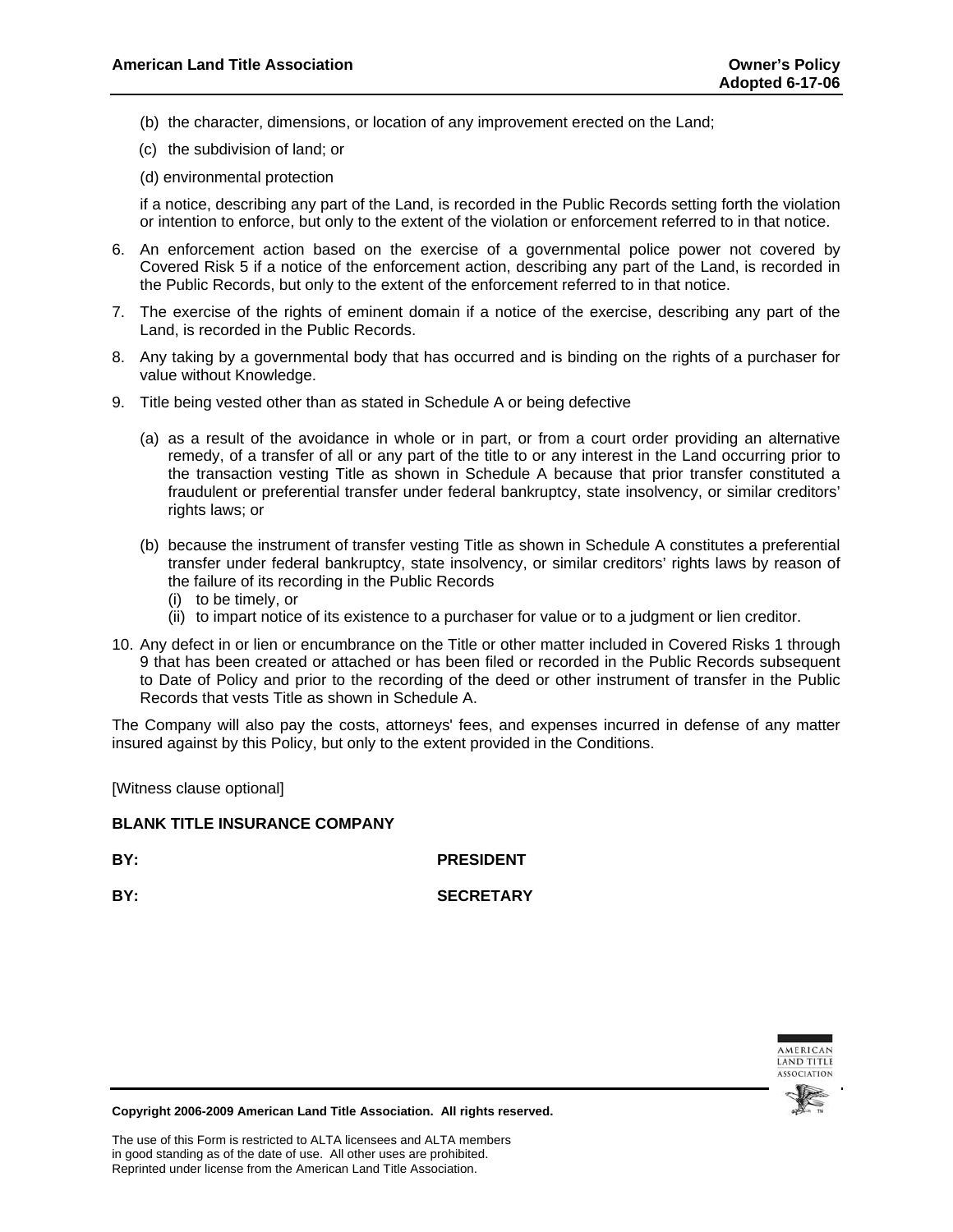(b) the character, dimensions, or location of any improvement erected on the Land;

(c) the subdivision of land; or

(d) environmental protection

if a notice, describing any part of the Land, is recorded in the Public Records setting forth the violation or intention to enforce, but only to the extent of the violation or enforcement referred to in that notice.

6. An enforcement action based on the exercise of a governmental police power not covered by Covered Risk 5 if a notice of the enforcement action, describing any part of the Land, is recorded in the Public Records, but only to the extent of the enforcement referred to in that notice.

7. The exercise of the rights of eminent domain if a notice of the exercise, describing any part of the Land, is recorded in the Public Records.

8. Any taking by a governmental body that has occurred and is binding on the rights of a purchaser for value without Knowledge.

9. Title being vested other than as stated in Schedule A or being defective

   (a) as a result of the avoidance in whole or in part, or from a court order providing an alternative remedy, of a transfer of all or any part of the title to or any interest in the Land occurring prior to the transaction vesting Title as shown in Schedule A because that prior transfer constituted a fraudulent or preferential transfer under federal bankruptcy, state insolvency, or similar creditors' rights laws; or

   (b) because the instrument of transfer vesting Title as shown in Schedule A constitutes a preferential transfer under federal bankruptcy, state insolvency, or similar creditors' rights laws by reason of the failure of its recording in the Public Records
      (i) to be timely, or
      (ii) to impart notice of its existence to a purchaser for value or to a judgment or lien creditor.

10. Any defect in or lien or encumbrance on the Title or other matter included in Covered Risks 1 through 9 that has been created or attached or has been filed or recorded in the Public Records subsequent to Date of Policy and prior to the recording of the deed or other instrument of transfer in the Public Records that vests Title as shown in Schedule A.

The Company will also pay the costs, attorneys' fees, and expenses incurred in defense of any matter insured against by this Policy, but only to the extent provided in the Conditions.

[Witness clause optional]

**BLANK TITLE INSURANCE COMPANY**

**BY:** **PRESIDENT**

**BY:** **SECRETARY**

**Copyright 2006-2009 American Land Title Association. All rights reserved.**

The use of this Form is restricted to ALTA licensees and ALTA members in good standing as of the date of use. All other uses are prohibited. Reprinted under license from the American Land Title Association.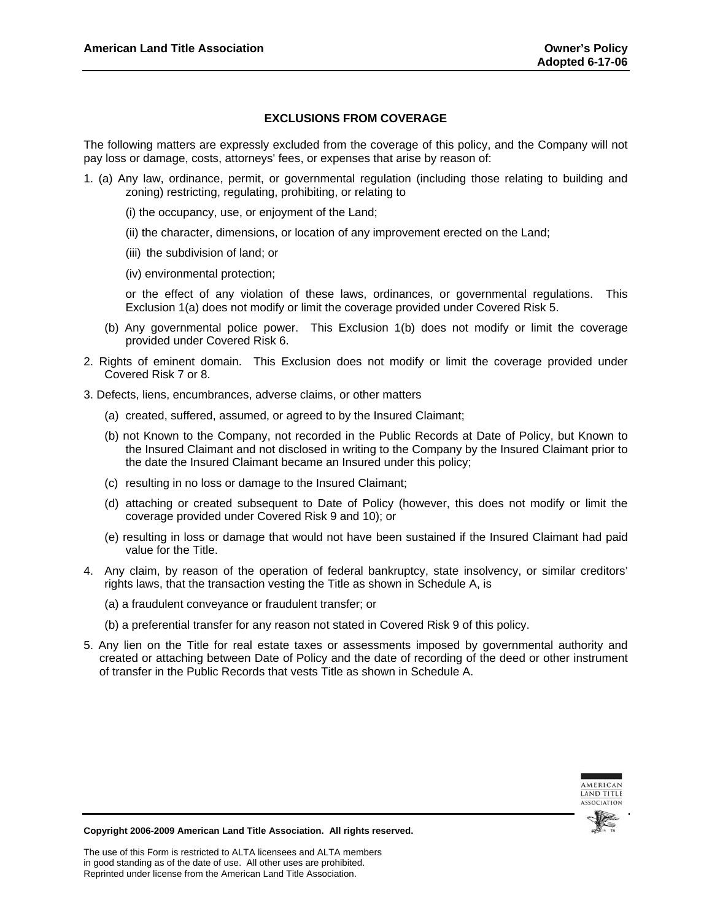## EXCLUSIONS FROM COVERAGE

The following matters are expressly excluded from the coverage of this policy, and the Company will not pay loss or damage, costs, attorneys' fees, or expenses that arise by reason of:

1. (a) Any law, ordinance, permit, or governmental regulation (including those relating to building and zoning) restricting, regulating, prohibiting, or relating to

   (i) the occupancy, use, or enjoyment of the Land;

   (ii) the character, dimensions, or location of any improvement erected on the Land;

   (iii) the subdivision of land; or

   (iv) environmental protection;

   or the effect of any violation of these laws, ordinances, or governmental regulations. This Exclusion 1(a) does not modify or limit the coverage provided under Covered Risk 5.

   (b) Any governmental police power. This Exclusion 1(b) does not modify or limit the coverage provided under Covered Risk 6.

2. Rights of eminent domain. This Exclusion does not modify or limit the coverage provided under Covered Risk 7 or 8.

3. Defects, liens, encumbrances, adverse claims, or other matters

   (a) created, suffered, assumed, or agreed to by the Insured Claimant;

   (b) not Known to the Company, not recorded in the Public Records at Date of Policy, but Known to the Insured Claimant and not disclosed in writing to the Company by the Insured Claimant prior to the date the Insured Claimant became an Insured under this policy;

   (c) resulting in no loss or damage to the Insured Claimant;

   (d) attaching or created subsequent to Date of Policy (however, this does not modify or limit the coverage provided under Covered Risk 9 and 10); or

   (e) resulting in loss or damage that would not have been sustained if the Insured Claimant had paid value for the Title.

4. Any claim, by reason of the operation of federal bankruptcy, state insolvency, or similar creditors' rights laws, that the transaction vesting the Title as shown in Schedule A, is

   (a) a fraudulent conveyance or fraudulent transfer; or

   (b) a preferential transfer for any reason not stated in Covered Risk 9 of this policy.

5. Any lien on the Title for real estate taxes or assessments imposed by governmental authority and created or attaching between Date of Policy and the date of recording of the deed or other instrument of transfer in the Public Records that vests Title as shown in Schedule A.

**Copyright 2006-2009 American Land Title Association. All rights reserved.**

The use of this Form is restricted to ALTA licensees and ALTA members in good standing as of the date of use. All other uses are prohibited. Reprinted under license from the American Land Title Association.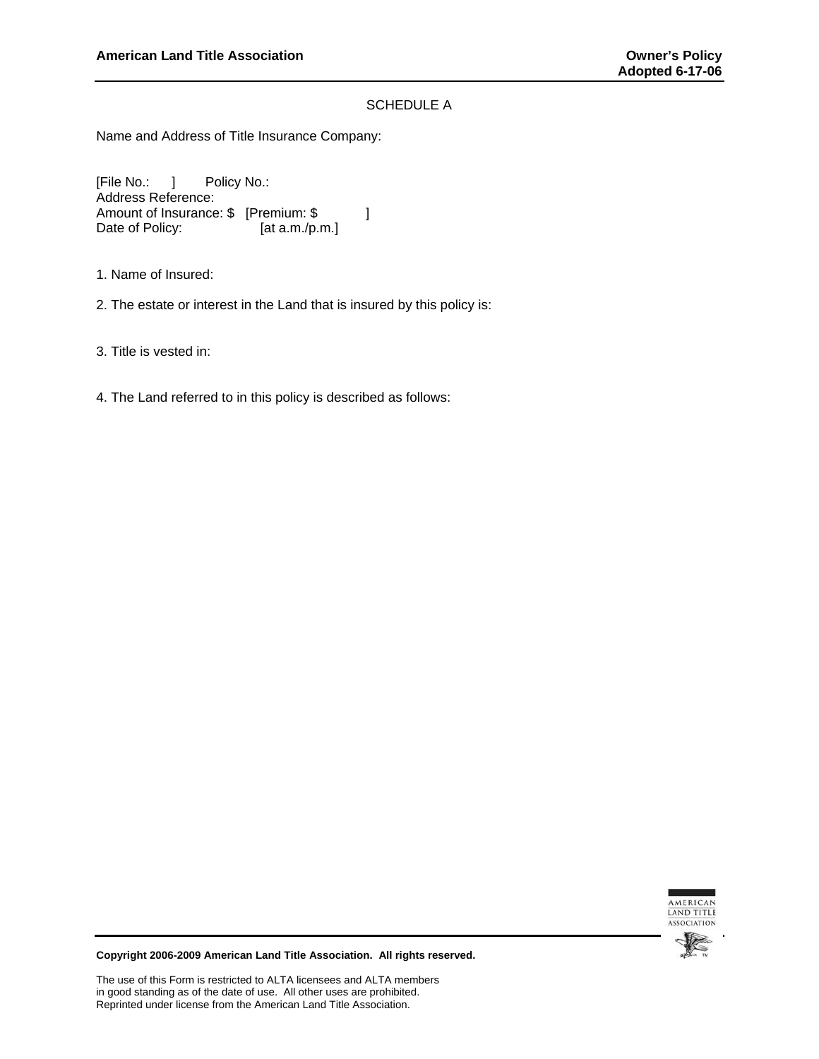## SCHEDULE A

Name and Address of Title Insurance Company:

[File No.: ] Policy No.:
Address Reference:
Amount of Insurance: $ [Premium: $ ]
Date of Policy: [at a.m./p.m.]

1. Name of Insured:

2. The estate or interest in the Land that is insured by this policy is:

3. Title is vested in:

4. The Land referred to in this policy is described as follows:

**Copyright 2006-2009 American Land Title Association. All rights reserved.**

The use of this Form is restricted to ALTA licensees and ALTA members in good standing as of the date of use. All other uses are prohibited. Reprinted under license from the American Land Title Association.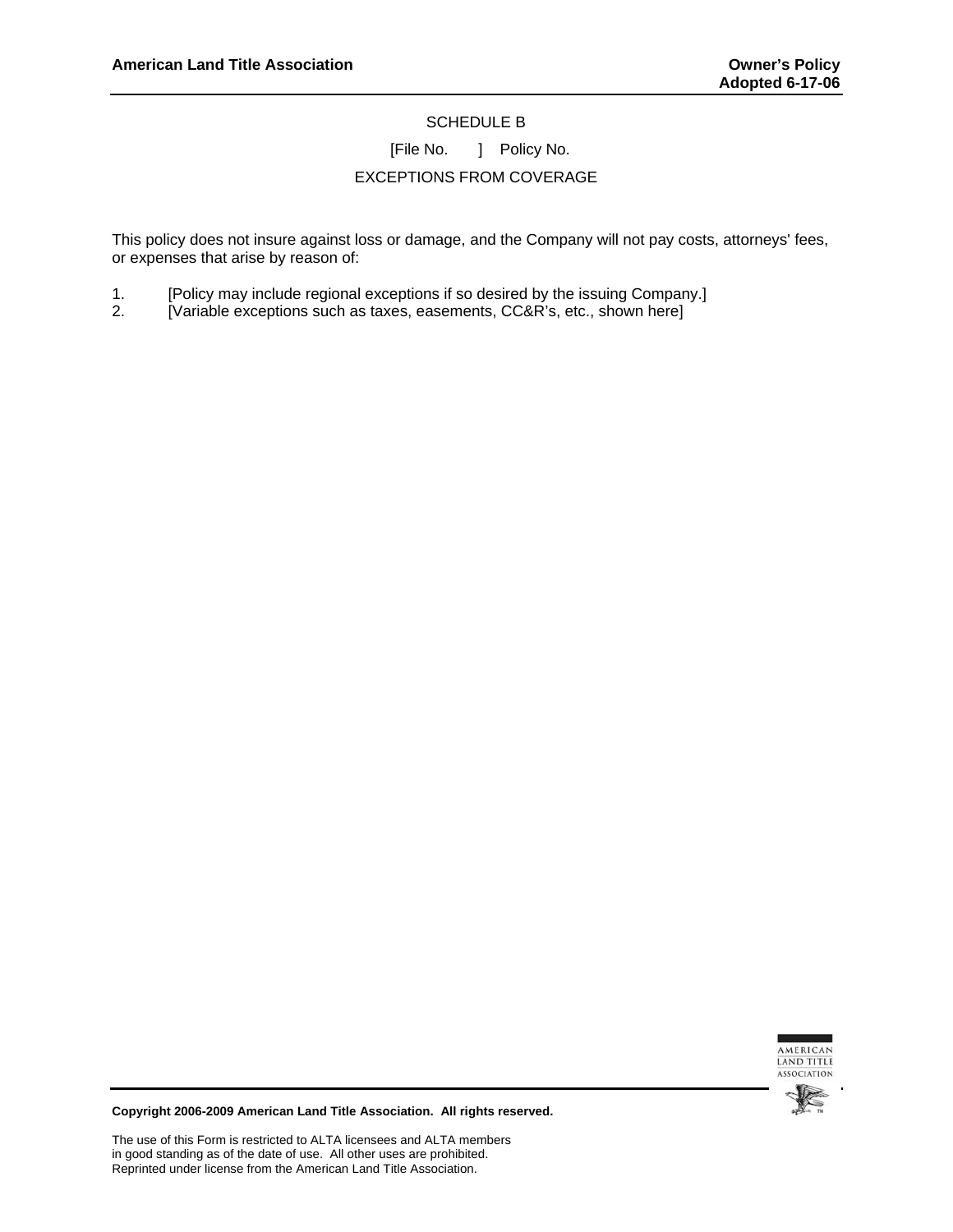# SCHEDULE B

[File No. ] Policy No.

## EXCEPTIONS FROM COVERAGE

This policy does not insure against loss or damage, and the Company will not pay costs, attorneys' fees, or expenses that arise by reason of:

1. [Policy may include regional exceptions if so desired by the issuing Company.]
2. [Variable exceptions such as taxes, easements, CC&R's, etc., shown here]

**Copyright 2006-2009 American Land Title Association. All rights reserved.**

The use of this Form is restricted to ALTA licensees and ALTA members in good standing as of the date of use. All other uses are prohibited. Reprinted under license from the American Land Title Association.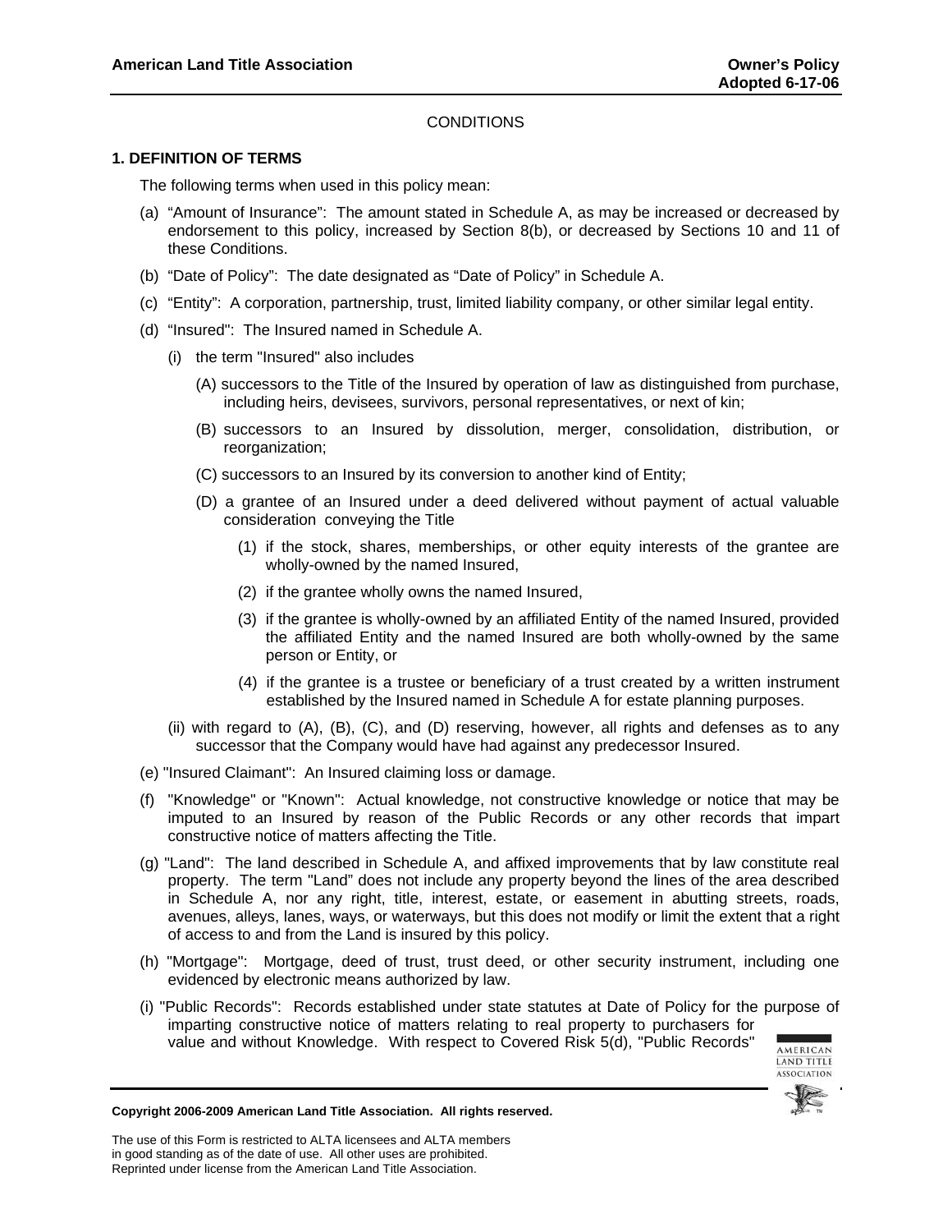CONDITIONS

## 1. DEFINITION OF TERMS

The following terms when used in this policy mean:

(a) "Amount of Insurance": The amount stated in Schedule A, as may be increased or decreased by endorsement to this policy, increased by Section 8(b), or decreased by Sections 10 and 11 of these Conditions.

(b) "Date of Policy": The date designated as "Date of Policy" in Schedule A.

(c) "Entity": A corporation, partnership, trust, limited liability company, or other similar legal entity.

(d) "Insured": The Insured named in Schedule A.

- (i) the term "Insured" also includes
  - (A) successors to the Title of the Insured by operation of law as distinguished from purchase, including heirs, devisees, survivors, personal representatives, or next of kin;
  - (B) successors to an Insured by dissolution, merger, consolidation, distribution, or reorganization;
  - (C) successors to an Insured by its conversion to another kind of Entity;
  - (D) a grantee of an Insured under a deed delivered without payment of actual valuable consideration conveying the Title
    - (1) if the stock, shares, memberships, or other equity interests of the grantee are wholly-owned by the named Insured,
    - (2) if the grantee wholly owns the named Insured,
    - (3) if the grantee is wholly-owned by an affiliated Entity of the named Insured, provided the affiliated Entity and the named Insured are both wholly-owned by the same person or Entity, or
    - (4) if the grantee is a trustee or beneficiary of a trust created by a written instrument established by the Insured named in Schedule A for estate planning purposes.
- (ii) with regard to (A), (B), (C), and (D) reserving, however, all rights and defenses as to any successor that the Company would have had against any predecessor Insured.

(e) "Insured Claimant": An Insured claiming loss or damage.

(f) "Knowledge" or "Known": Actual knowledge, not constructive knowledge or notice that may be imputed to an Insured by reason of the Public Records or any other records that impart constructive notice of matters affecting the Title.

(g) "Land": The land described in Schedule A, and affixed improvements that by law constitute real property. The term "Land" does not include any property beyond the lines of the area described in Schedule A, nor any right, title, interest, estate, or easement in abutting streets, roads, avenues, alleys, lanes, ways, or waterways, but this does not modify or limit the extent that a right of access to and from the Land is insured by this policy.

(h) "Mortgage": Mortgage, deed of trust, trust deed, or other security instrument, including one evidenced by electronic means authorized by law.

(i) "Public Records": Records established under state statutes at Date of Policy for the purpose of imparting constructive notice of matters relating to real property to purchasers for value and without Knowledge. With respect to Covered Risk 5(d), "Public Records"

Copyright 2006-2009 American Land Title Association. All rights reserved.

The use of this Form is restricted to ALTA licensees and ALTA members in good standing as of the date of use. All other uses are prohibited. Reprinted under license from the American Land Title Association.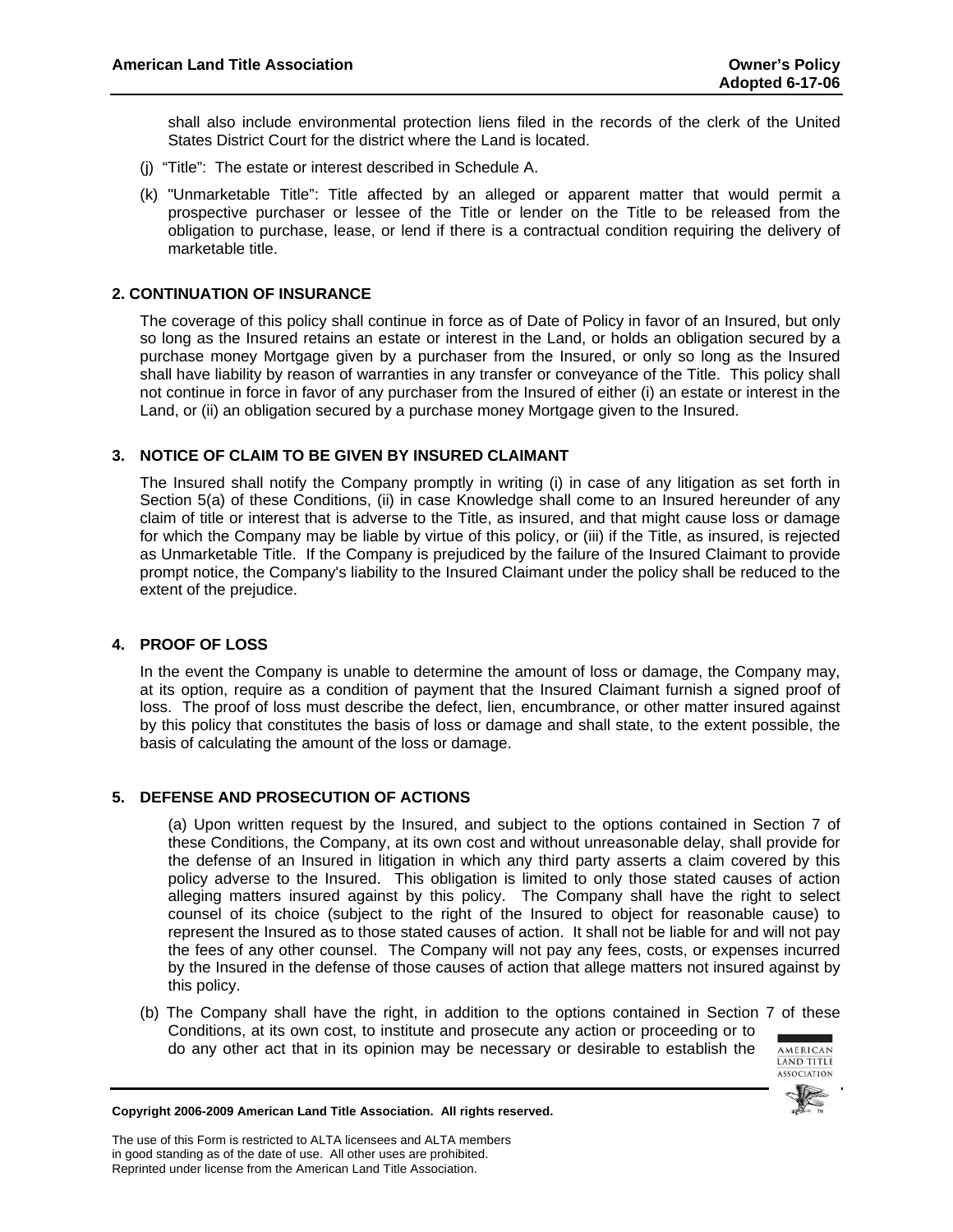shall also include environmental protection liens filed in the records of the clerk of the United States District Court for the district where the Land is located.

(j) "Title": The estate or interest described in Schedule A.

(k) "Unmarketable Title": Title affected by an alleged or apparent matter that would permit a prospective purchaser or lessee of the Title or lender on the Title to be released from the obligation to purchase, lease, or lend if there is a contractual condition requiring the delivery of marketable title.

## 2. CONTINUATION OF INSURANCE

The coverage of this policy shall continue in force as of Date of Policy in favor of an Insured, but only so long as the Insured retains an estate or interest in the Land, or holds an obligation secured by a purchase money Mortgage given by a purchaser from the Insured, or only so long as the Insured shall have liability by reason of warranties in any transfer or conveyance of the Title. This policy shall not continue in force in favor of any purchaser from the Insured of either (i) an estate or interest in the Land, or (ii) an obligation secured by a purchase money Mortgage given to the Insured.

## 3. NOTICE OF CLAIM TO BE GIVEN BY INSURED CLAIMANT

The Insured shall notify the Company promptly in writing (i) in case of any litigation as set forth in Section 5(a) of these Conditions, (ii) in case Knowledge shall come to an Insured hereunder of any claim of title or interest that is adverse to the Title, as insured, and that might cause loss or damage for which the Company may be liable by virtue of this policy, or (iii) if the Title, as insured, is rejected as Unmarketable Title. If the Company is prejudiced by the failure of the Insured Claimant to provide prompt notice, the Company's liability to the Insured Claimant under the policy shall be reduced to the extent of the prejudice.

## 4. PROOF OF LOSS

In the event the Company is unable to determine the amount of loss or damage, the Company may, at its option, require as a condition of payment that the Insured Claimant furnish a signed proof of loss. The proof of loss must describe the defect, lien, encumbrance, or other matter insured against by this policy that constitutes the basis of loss or damage and shall state, to the extent possible, the basis of calculating the amount of the loss or damage.

## 5. DEFENSE AND PROSECUTION OF ACTIONS

(a) Upon written request by the Insured, and subject to the options contained in Section 7 of these Conditions, the Company, at its own cost and without unreasonable delay, shall provide for the defense of an Insured in litigation in which any third party asserts a claim covered by this policy adverse to the Insured. This obligation is limited to only those stated causes of action alleging matters insured against by this policy. The Company shall have the right to select counsel of its choice (subject to the right of the Insured to object for reasonable cause) to represent the Insured as to those stated causes of action. It shall not be liable for and will not pay the fees of any other counsel. The Company will not pay any fees, costs, or expenses incurred by the Insured in the defense of those causes of action that allege matters not insured against by this policy.

(b) The Company shall have the right, in addition to the options contained in Section 7 of these Conditions, at its own cost, to institute and prosecute any action or proceeding or to do any other act that in its opinion may be necessary or desirable to establish the

**Copyright 2006-2009 American Land Title Association. All rights reserved.**

The use of this Form is restricted to ALTA licensees and ALTA members in good standing as of the date of use. All other uses are prohibited. Reprinted under license from the American Land Title Association.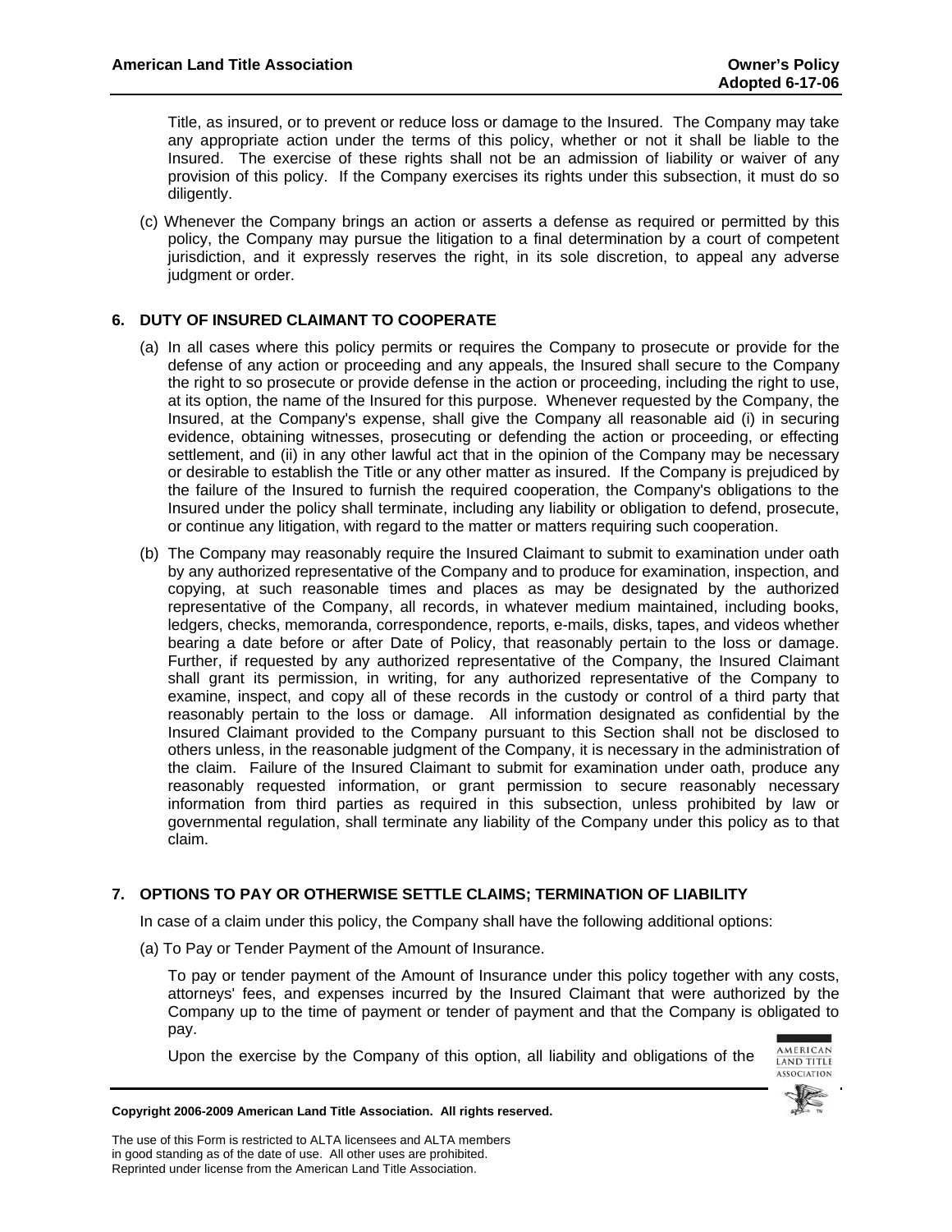Title, as insured, or to prevent or reduce loss or damage to the Insured. The Company may take any appropriate action under the terms of this policy, whether or not it shall be liable to the Insured. The exercise of these rights shall not be an admission of liability or waiver of any provision of this policy. If the Company exercises its rights under this subsection, it must do so diligently.

(c) Whenever the Company brings an action or asserts a defense as required or permitted by this policy, the Company may pursue the litigation to a final determination by a court of competent jurisdiction, and it expressly reserves the right, in its sole discretion, to appeal any adverse judgment or order.

## 6. DUTY OF INSURED CLAIMANT TO COOPERATE

(a) In all cases where this policy permits or requires the Company to prosecute or provide for the defense of any action or proceeding and any appeals, the Insured shall secure to the Company the right to so prosecute or provide defense in the action or proceeding, including the right to use, at its option, the name of the Insured for this purpose. Whenever requested by the Company, the Insured, at the Company's expense, shall give the Company all reasonable aid (i) in securing evidence, obtaining witnesses, prosecuting or defending the action or proceeding, or effecting settlement, and (ii) in any other lawful act that in the opinion of the Company may be necessary or desirable to establish the Title or any other matter as insured. If the Company is prejudiced by the failure of the Insured to furnish the required cooperation, the Company's obligations to the Insured under the policy shall terminate, including any liability or obligation to defend, prosecute, or continue any litigation, with regard to the matter or matters requiring such cooperation.

(b) The Company may reasonably require the Insured Claimant to submit to examination under oath by any authorized representative of the Company and to produce for examination, inspection, and copying, at such reasonable times and places as may be designated by the authorized representative of the Company, all records, in whatever medium maintained, including books, ledgers, checks, memoranda, correspondence, reports, e-mails, disks, tapes, and videos whether bearing a date before or after Date of Policy, that reasonably pertain to the loss or damage. Further, if requested by any authorized representative of the Company, the Insured Claimant shall grant its permission, in writing, for any authorized representative of the Company to examine, inspect, and copy all of these records in the custody or control of a third party that reasonably pertain to the loss or damage. All information designated as confidential by the Insured Claimant provided to the Company pursuant to this Section shall not be disclosed to others unless, in the reasonable judgment of the Company, it is necessary in the administration of the claim. Failure of the Insured Claimant to submit for examination under oath, produce any reasonably requested information, or grant permission to secure reasonably necessary information from third parties as required in this subsection, unless prohibited by law or governmental regulation, shall terminate any liability of the Company under this policy as to that claim.

## 7. OPTIONS TO PAY OR OTHERWISE SETTLE CLAIMS; TERMINATION OF LIABILITY

In case of a claim under this policy, the Company shall have the following additional options:

(a) To Pay or Tender Payment of the Amount of Insurance.

To pay or tender payment of the Amount of Insurance under this policy together with any costs, attorneys' fees, and expenses incurred by the Insured Claimant that were authorized by the Company up to the time of payment or tender of payment and that the Company is obligated to pay.

Upon the exercise by the Company of this option, all liability and obligations of the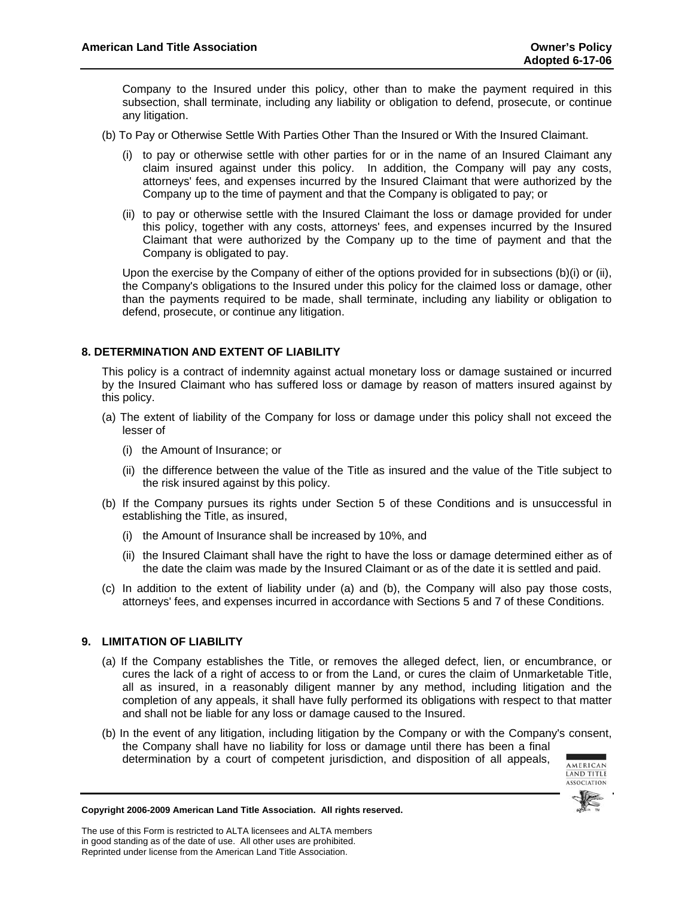Company to the Insured under this policy, other than to make the payment required in this subsection, shall terminate, including any liability or obligation to defend, prosecute, or continue any litigation.

(b) To Pay or Otherwise Settle With Parties Other Than the Insured or With the Insured Claimant.

(i) to pay or otherwise settle with other parties for or in the name of an Insured Claimant any claim insured against under this policy. In addition, the Company will pay any costs, attorneys' fees, and expenses incurred by the Insured Claimant that were authorized by the Company up to the time of payment and that the Company is obligated to pay; or

(ii) to pay or otherwise settle with the Insured Claimant the loss or damage provided for under this policy, together with any costs, attorneys' fees, and expenses incurred by the Insured Claimant that were authorized by the Company up to the time of payment and that the Company is obligated to pay.

Upon the exercise by the Company of either of the options provided for in subsections (b)(i) or (ii), the Company's obligations to the Insured under this policy for the claimed loss or damage, other than the payments required to be made, shall terminate, including any liability or obligation to defend, prosecute, or continue any litigation.

**8. DETERMINATION AND EXTENT OF LIABILITY**

This policy is a contract of indemnity against actual monetary loss or damage sustained or incurred by the Insured Claimant who has suffered loss or damage by reason of matters insured against by this policy.

(a) The extent of liability of the Company for loss or damage under this policy shall not exceed the lesser of

(i) the Amount of Insurance; or

(ii) the difference between the value of the Title as insured and the value of the Title subject to the risk insured against by this policy.

(b) If the Company pursues its rights under Section 5 of these Conditions and is unsuccessful in establishing the Title, as insured,

(i) the Amount of Insurance shall be increased by 10%, and

(ii) the Insured Claimant shall have the right to have the loss or damage determined either as of the date the claim was made by the Insured Claimant or as of the date it is settled and paid.

(c) In addition to the extent of liability under (a) and (b), the Company will also pay those costs, attorneys' fees, and expenses incurred in accordance with Sections 5 and 7 of these Conditions.

**9. LIMITATION OF LIABILITY**

(a) If the Company establishes the Title, or removes the alleged defect, lien, or encumbrance, or cures the lack of a right of access to or from the Land, or cures the claim of Unmarketable Title, all as insured, in a reasonably diligent manner by any method, including litigation and the completion of any appeals, it shall have fully performed its obligations with respect to that matter and shall not be liable for any loss or damage caused to the Insured.

(b) In the event of any litigation, including litigation by the Company or with the Company's consent, the Company shall have no liability for loss or damage until there has been a final determination by a court of competent jurisdiction, and disposition of all appeals,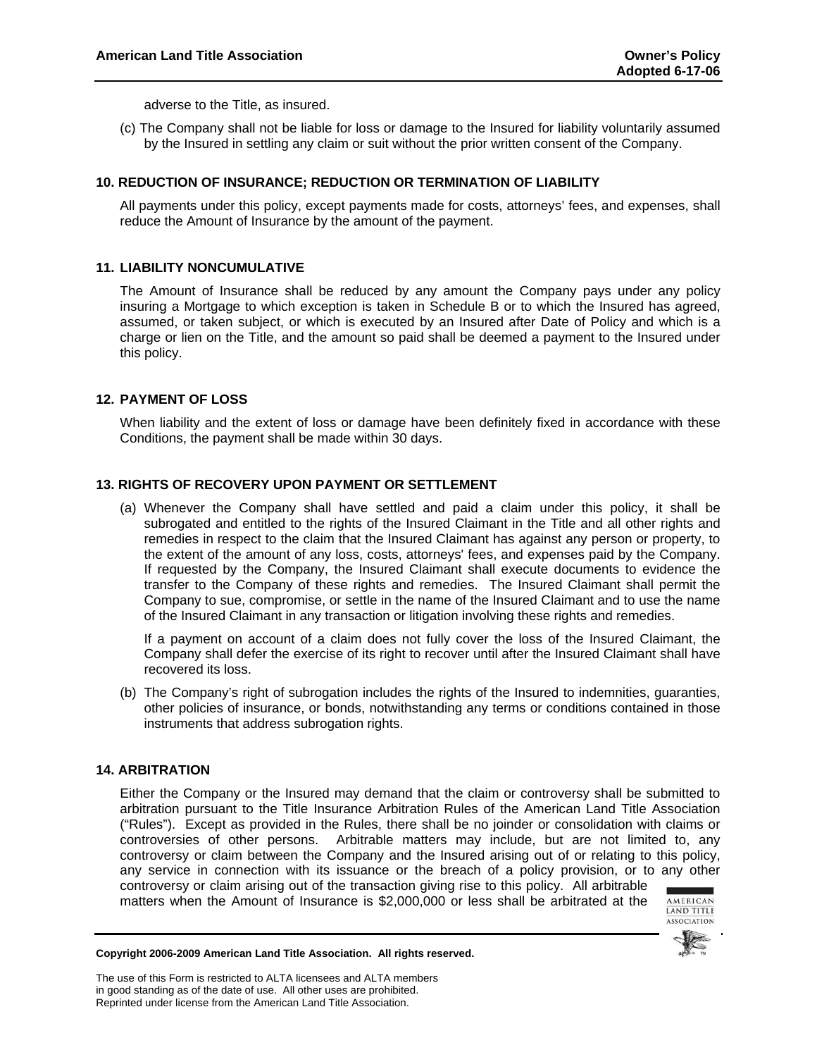adverse to the Title, as insured.

(c) The Company shall not be liable for loss or damage to the Insured for liability voluntarily assumed by the Insured in settling any claim or suit without the prior written consent of the Company.

## 10. REDUCTION OF INSURANCE; REDUCTION OR TERMINATION OF LIABILITY

All payments under this policy, except payments made for costs, attorneys' fees, and expenses, shall reduce the Amount of Insurance by the amount of the payment.

## 11. LIABILITY NONCUMULATIVE

The Amount of Insurance shall be reduced by any amount the Company pays under any policy insuring a Mortgage to which exception is taken in Schedule B or to which the Insured has agreed, assumed, or taken subject, or which is executed by an Insured after Date of Policy and which is a charge or lien on the Title, and the amount so paid shall be deemed a payment to the Insured under this policy.

## 12. PAYMENT OF LOSS

When liability and the extent of loss or damage have been definitely fixed in accordance with these Conditions, the payment shall be made within 30 days.

## 13. RIGHTS OF RECOVERY UPON PAYMENT OR SETTLEMENT

(a) Whenever the Company shall have settled and paid a claim under this policy, it shall be subrogated and entitled to the rights of the Insured Claimant in the Title and all other rights and remedies in respect to the claim that the Insured Claimant has against any person or property, to the extent of the amount of any loss, costs, attorneys' fees, and expenses paid by the Company. If requested by the Company, the Insured Claimant shall execute documents to evidence the transfer to the Company of these rights and remedies. The Insured Claimant shall permit the Company to sue, compromise, or settle in the name of the Insured Claimant and to use the name of the Insured Claimant in any transaction or litigation involving these rights and remedies.

If a payment on account of a claim does not fully cover the loss of the Insured Claimant, the Company shall defer the exercise of its right to recover until after the Insured Claimant shall have recovered its loss.

(b) The Company's right of subrogation includes the rights of the Insured to indemnities, guaranties, other policies of insurance, or bonds, notwithstanding any terms or conditions contained in those instruments that address subrogation rights.

## 14. ARBITRATION

Either the Company or the Insured may demand that the claim or controversy shall be submitted to arbitration pursuant to the Title Insurance Arbitration Rules of the American Land Title Association ("Rules"). Except as provided in the Rules, there shall be no joinder or consolidation with claims or controversies of other persons. Arbitrable matters may include, but are not limited to, any controversy or claim between the Company and the Insured arising out of or relating to this policy, any service in connection with its issuance or the breach of a policy provision, or to any other controversy or claim arising out of the transaction giving rise to this policy. All arbitrable matters when the Amount of Insurance is $2,000,000 or less shall be arbitrated at the

**Copyright 2006-2009 American Land Title Association. All rights reserved.**

The use of this Form is restricted to ALTA licensees and ALTA members in good standing as of the date of use. All other uses are prohibited. Reprinted under license from the American Land Title Association.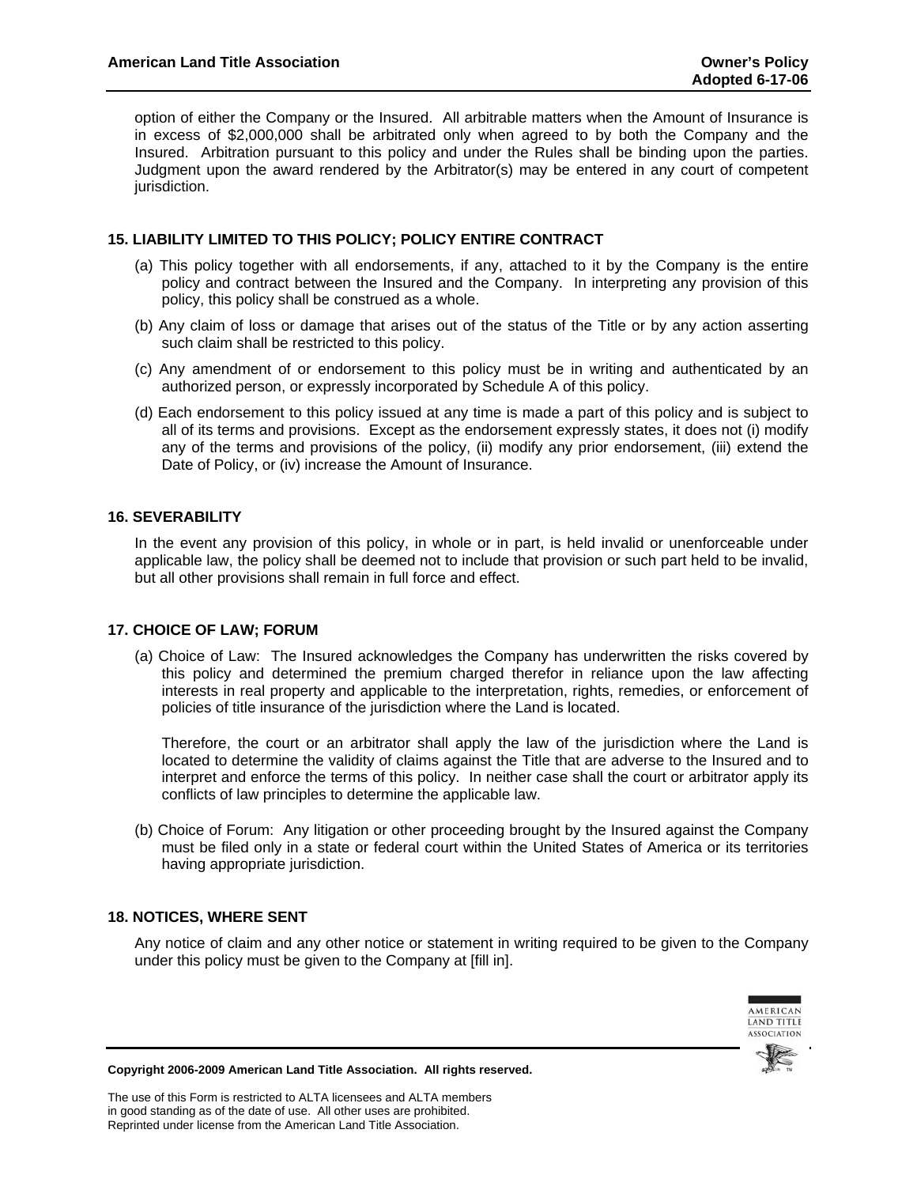option of either the Company or the Insured. All arbitrable matters when the Amount of Insurance is in excess of $2,000,000 shall be arbitrated only when agreed to by both the Company and the Insured. Arbitration pursuant to this policy and under the Rules shall be binding upon the parties. Judgment upon the award rendered by the Arbitrator(s) may be entered in any court of competent jurisdiction.

### 15. LIABILITY LIMITED TO THIS POLICY; POLICY ENTIRE CONTRACT

(a) This policy together with all endorsements, if any, attached to it by the Company is the entire policy and contract between the Insured and the Company. In interpreting any provision of this policy, this policy shall be construed as a whole.

(b) Any claim of loss or damage that arises out of the status of the Title or by any action asserting such claim shall be restricted to this policy.

(c) Any amendment of or endorsement to this policy must be in writing and authenticated by an authorized person, or expressly incorporated by Schedule A of this policy.

(d) Each endorsement to this policy issued at any time is made a part of this policy and is subject to all of its terms and provisions. Except as the endorsement expressly states, it does not (i) modify any of the terms and provisions of the policy, (ii) modify any prior endorsement, (iii) extend the Date of Policy, or (iv) increase the Amount of Insurance.

### 16. SEVERABILITY

In the event any provision of this policy, in whole or in part, is held invalid or unenforceable under applicable law, the policy shall be deemed not to include that provision or such part held to be invalid, but all other provisions shall remain in full force and effect.

### 17. CHOICE OF LAW; FORUM

(a) Choice of Law: The Insured acknowledges the Company has underwritten the risks covered by this policy and determined the premium charged therefor in reliance upon the law affecting interests in real property and applicable to the interpretation, rights, remedies, or enforcement of policies of title insurance of the jurisdiction where the Land is located.

Therefore, the court or an arbitrator shall apply the law of the jurisdiction where the Land is located to determine the validity of claims against the Title that are adverse to the Insured and to interpret and enforce the terms of this policy. In neither case shall the court or arbitrator apply its conflicts of law principles to determine the applicable law.

(b) Choice of Forum: Any litigation or other proceeding brought by the Insured against the Company must be filed only in a state or federal court within the United States of America or its territories having appropriate jurisdiction.

### 18. NOTICES, WHERE SENT

Any notice of claim and any other notice or statement in writing required to be given to the Company under this policy must be given to the Company at [fill in].

**Copyright 2006-2009 American Land Title Association. All rights reserved.**

The use of this Form is restricted to ALTA licensees and ALTA members in good standing as of the date of use. All other uses are prohibited. Reprinted under license from the American Land Title Association.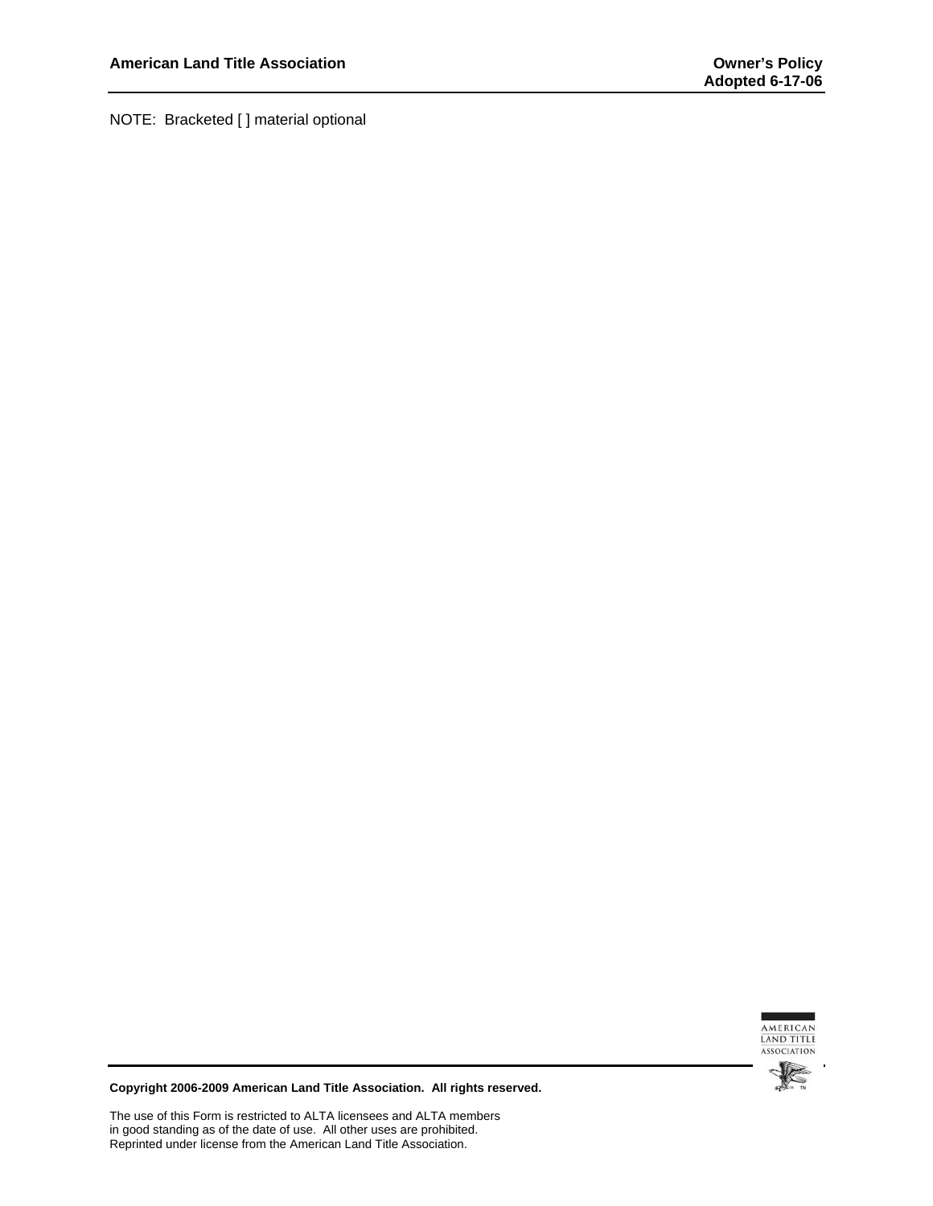NOTE: Bracketed [ ] material optional